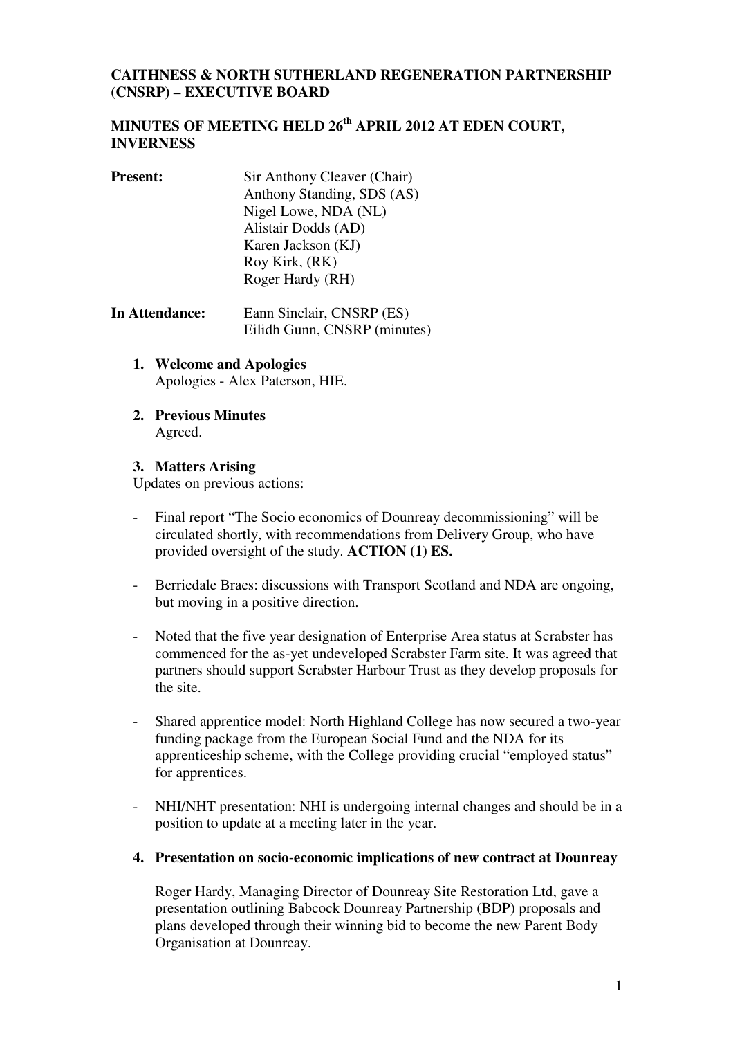# CAITHNESS & NORTH SUTHERLAND REGENERATION PARTNERSHIP (CNSRP) – EXECUTIVE BOARD

## MINUTES OF MEETING HELD 26th APRIL 2012 AT EDEN COURT, INVERNESS

**Present:**

Sir Anthony Cleaver (Chair)
Anthony Standing, SDS (AS)
Nigel Lowe, NDA (NL)
Alistair Dodds (AD)
Karen Jackson (KJ)
Roy Kirk, (RK)
Roger Hardy (RH)

**In Attendance:**

Eann Sinclair, CNSRP (ES)
Eilidh Gunn, CNSRP (minutes)

1. **Welcome and Apologies**
   Apologies - Alex Paterson, HIE.

2. **Previous Minutes**
   Agreed.

3. **Matters Arising**

Updates on previous actions:

- Final report "The Socio economics of Dounreay decommissioning" will be circulated shortly, with recommendations from Delivery Group, who have provided oversight of the study. **ACTION (1) ES.**

- Berriedale Braes: discussions with Transport Scotland and NDA are ongoing, but moving in a positive direction.

- Noted that the five year designation of Enterprise Area status at Scrabster has commenced for the as-yet undeveloped Scrabster Farm site. It was agreed that partners should support Scrabster Harbour Trust as they develop proposals for the site.

- Shared apprentice model: North Highland College has now secured a two-year funding package from the European Social Fund and the NDA for its apprenticeship scheme, with the College providing crucial "employed status" for apprentices.

- NHI/NHT presentation: NHI is undergoing internal changes and should be in a position to update at a meeting later in the year.

4. **Presentation on socio-economic implications of new contract at Dounreay**

   Roger Hardy, Managing Director of Dounreay Site Restoration Ltd, gave a presentation outlining Babcock Dounreay Partnership (BDP) proposals and plans developed through their winning bid to become the new Parent Body Organisation at Dounreay.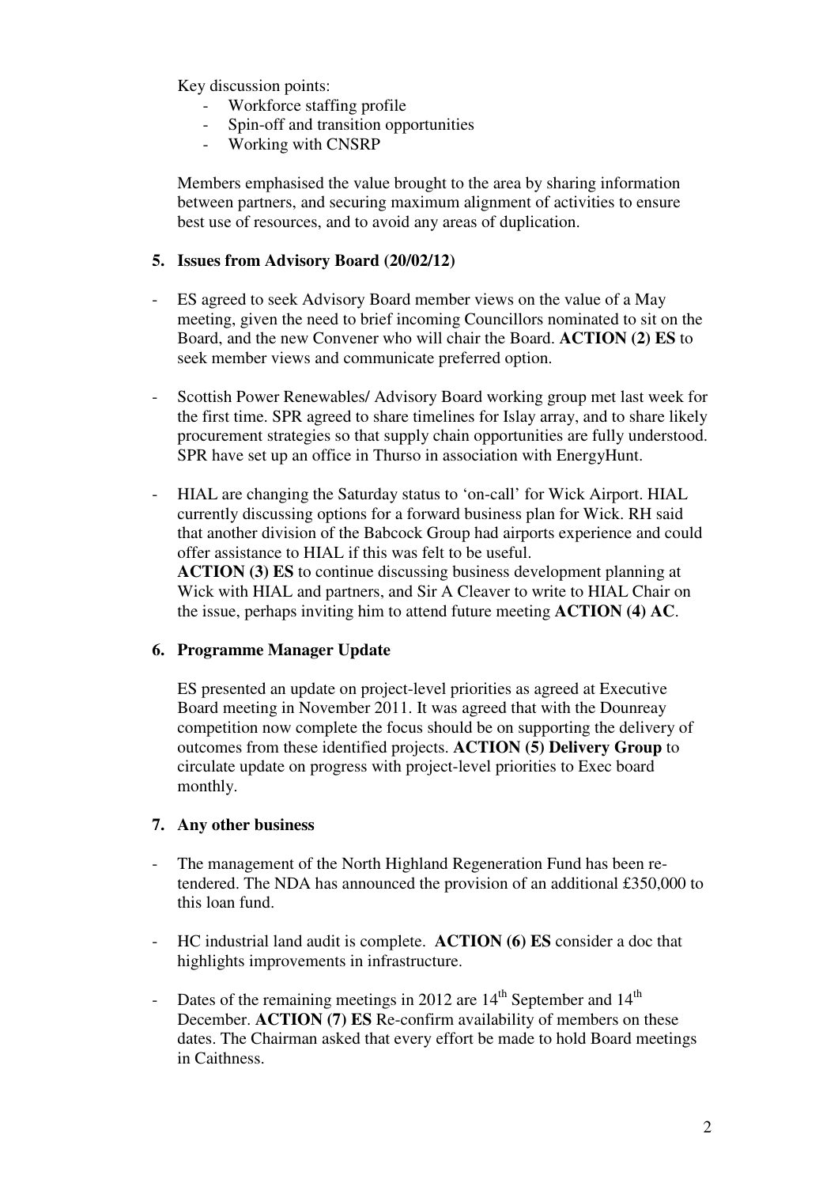Key discussion points:

- Workforce staffing profile
- Spin-off and transition opportunities
- Working with CNSRP

Members emphasised the value brought to the area by sharing information between partners, and securing maximum alignment of activities to ensure best use of resources, and to avoid any areas of duplication.

**5. Issues from Advisory Board (20/02/12)**

- ES agreed to seek Advisory Board member views on the value of a May meeting, given the need to brief incoming Councillors nominated to sit on the Board, and the new Convener who will chair the Board. **ACTION (2) ES** to seek member views and communicate preferred option.

- Scottish Power Renewables/ Advisory Board working group met last week for the first time. SPR agreed to share timelines for Islay array, and to share likely procurement strategies so that supply chain opportunities are fully understood. SPR have set up an office in Thurso in association with EnergyHunt.

- HIAL are changing the Saturday status to 'on-call' for Wick Airport. HIAL currently discussing options for a forward business plan for Wick. RH said that another division of the Babcock Group had airports experience and could offer assistance to HIAL if this was felt to be useful.
  **ACTION (3) ES** to continue discussing business development planning at Wick with HIAL and partners, and Sir A Cleaver to write to HIAL Chair on the issue, perhaps inviting him to attend future meeting **ACTION (4) AC**.

**6. Programme Manager Update**

ES presented an update on project-level priorities as agreed at Executive Board meeting in November 2011. It was agreed that with the Dounreay competition now complete the focus should be on supporting the delivery of outcomes from these identified projects. **ACTION (5) Delivery Group** to circulate update on progress with project-level priorities to Exec board monthly.

**7. Any other business**

- The management of the North Highland Regeneration Fund has been re-tendered. The NDA has announced the provision of an additional £350,000 to this loan fund.

- HC industrial land audit is complete. **ACTION (6) ES** consider a doc that highlights improvements in infrastructure.

- Dates of the remaining meetings in 2012 are 14th September and 14th December. **ACTION (7) ES** Re-confirm availability of members on these dates. The Chairman asked that every effort be made to hold Board meetings in Caithness.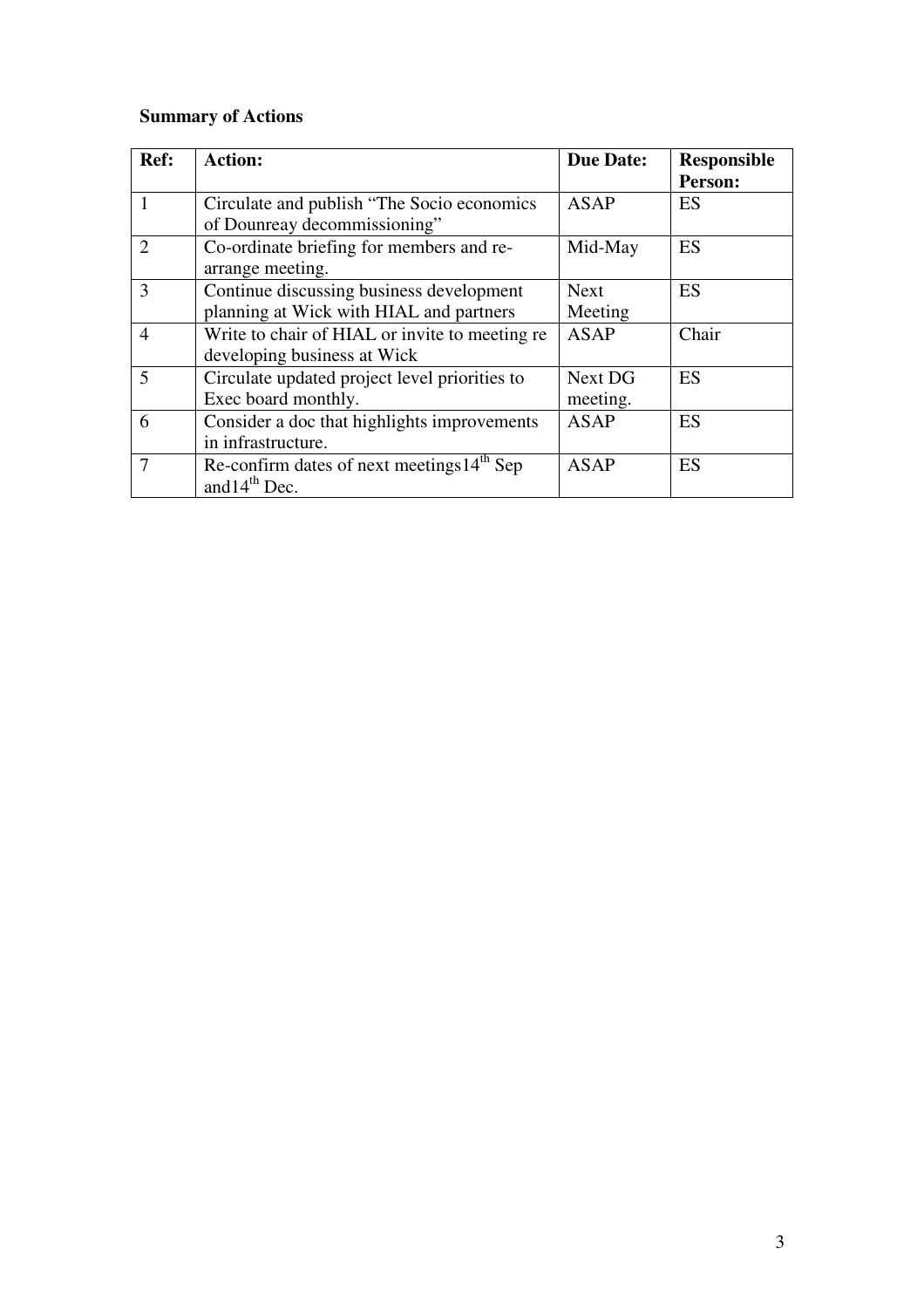**Summary of Actions**

| Ref: | Action: | Due Date: | Responsible Person: |
| --- | --- | --- | --- |
| 1 | Circulate and publish "The Socio economics of Dounreay decommissioning" | ASAP | ES |
| 2 | Co-ordinate briefing for members and re-arrange meeting. | Mid-May | ES |
| 3 | Continue discussing business development planning at Wick with HIAL and partners | Next Meeting | ES |
| 4 | Write to chair of HIAL or invite to meeting re developing business at Wick | ASAP | Chair |
| 5 | Circulate updated project level priorities to Exec board monthly. | Next DG meeting. | ES |
| 6 | Consider a doc that highlights improvements in infrastructure. | ASAP | ES |
| 7 | Re-confirm dates of next meetings14th Sep and14th Dec. | ASAP | ES |